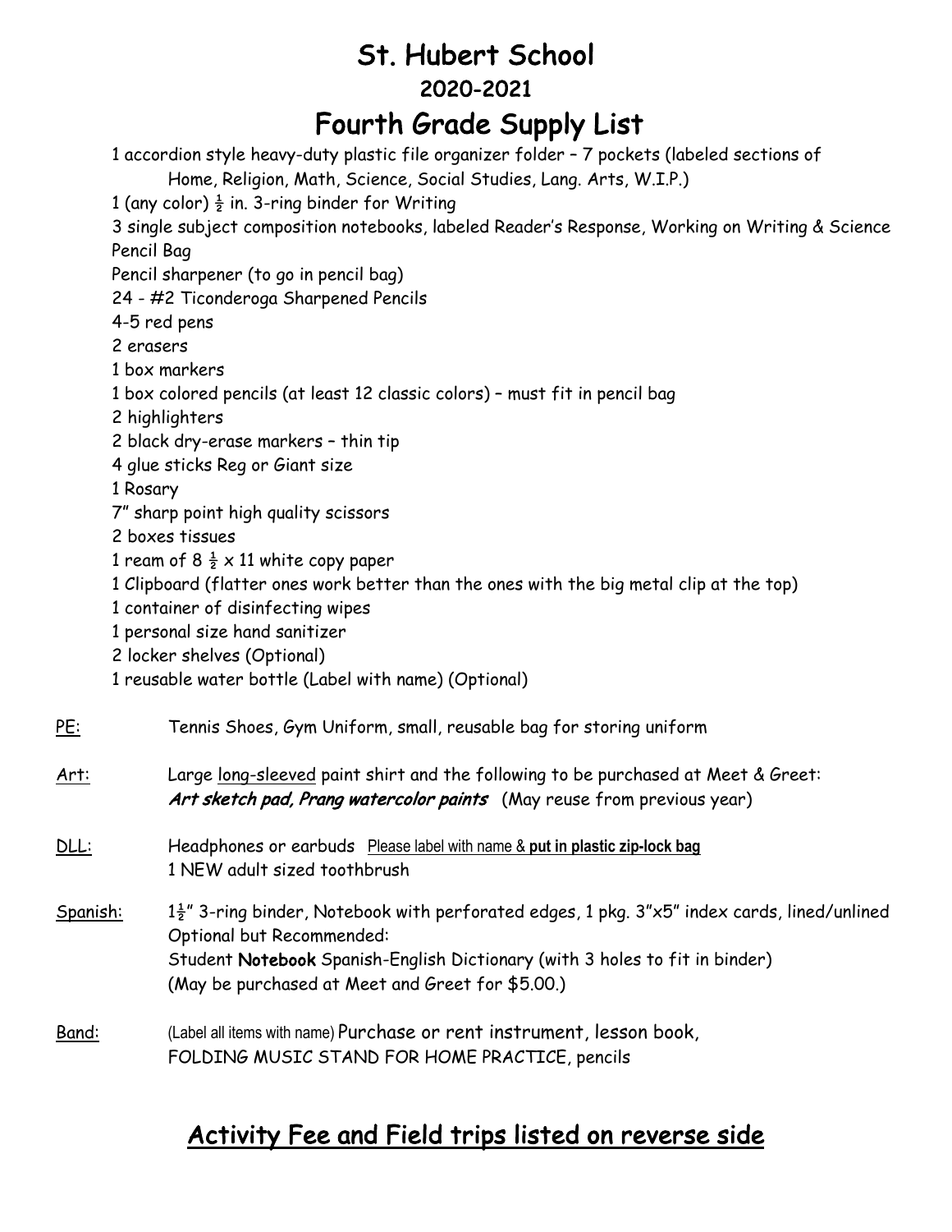# St. Hubert School

## 2020-2021

# Fourth Grade Supply List

1 accordion style heavy-duty plastic file organizer folder – 7 pockets (labeled sections of Home, Religion, Math, Science, Social Studies, Lang. Arts, W.I.P.)
1 (any color) ½ in. 3-ring binder for Writing
3 single subject composition notebooks, labeled Reader's Response, Working on Writing & Science
Pencil Bag
Pencil sharpener (to go in pencil bag)
24 - #2 Ticonderoga Sharpened Pencils
4-5 red pens
2 erasers
1 box markers
1 box colored pencils (at least 12 classic colors) – must fit in pencil bag
2 highlighters
2 black dry-erase markers – thin tip
4 glue sticks Reg or Giant size
1 Rosary
7" sharp point high quality scissors
2 boxes tissues
1 ream of 8 ½ x 11 white copy paper
1 Clipboard (flatter ones work better than the ones with the big metal clip at the top)
1 container of disinfecting wipes
1 personal size hand sanitizer
2 locker shelves (Optional)
1 reusable water bottle (Label with name) (Optional)

<u>PE</u>: Tennis Shoes, Gym Uniform, small, reusable bag for storing uniform

<u>Art</u>: Large <u>long-sleeved</u> paint shirt and the following to be purchased at Meet & Greet:
***Art sketch pad, Prang watercolor paints*** (May reuse from previous year)

<u>DLL</u>: Headphones or earbuds <u>Please label with name & **put in plastic zip-lock bag**</u>
1 NEW adult sized toothbrush

<u>Spanish</u>: 1½" 3-ring binder, Notebook with perforated edges, 1 pkg. 3"x5" index cards, lined/unlined
Optional but Recommended:
Student **Notebook** Spanish-English Dictionary (with 3 holes to fit in binder)
(May be purchased at Meet and Greet for $5.00.)

<u>Band</u>: (Label all items with name) Purchase or rent instrument, lesson book, FOLDING MUSIC STAND FOR HOME PRACTICE, pencils

## <u>Activity Fee and Field trips listed on reverse side</u>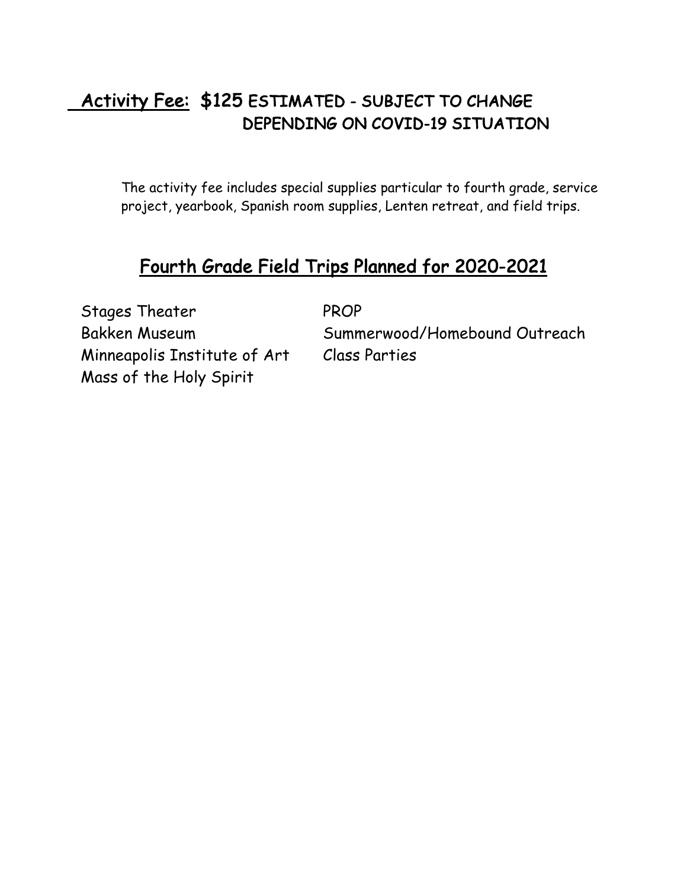**Activity Fee: $125 ESTIMATED - SUBJECT TO CHANGE DEPENDING ON COVID-19 SITUATION**

The activity fee includes special supplies particular to fourth grade, service project, yearbook, Spanish room supplies, Lenten retreat, and field trips.

## Fourth Grade Field Trips Planned for 2020-2021

Stages Theater
Bakken Museum
Minneapolis Institute of Art
Mass of the Holy Spirit
PROP
Summerwood/Homebound Outreach
Class Parties